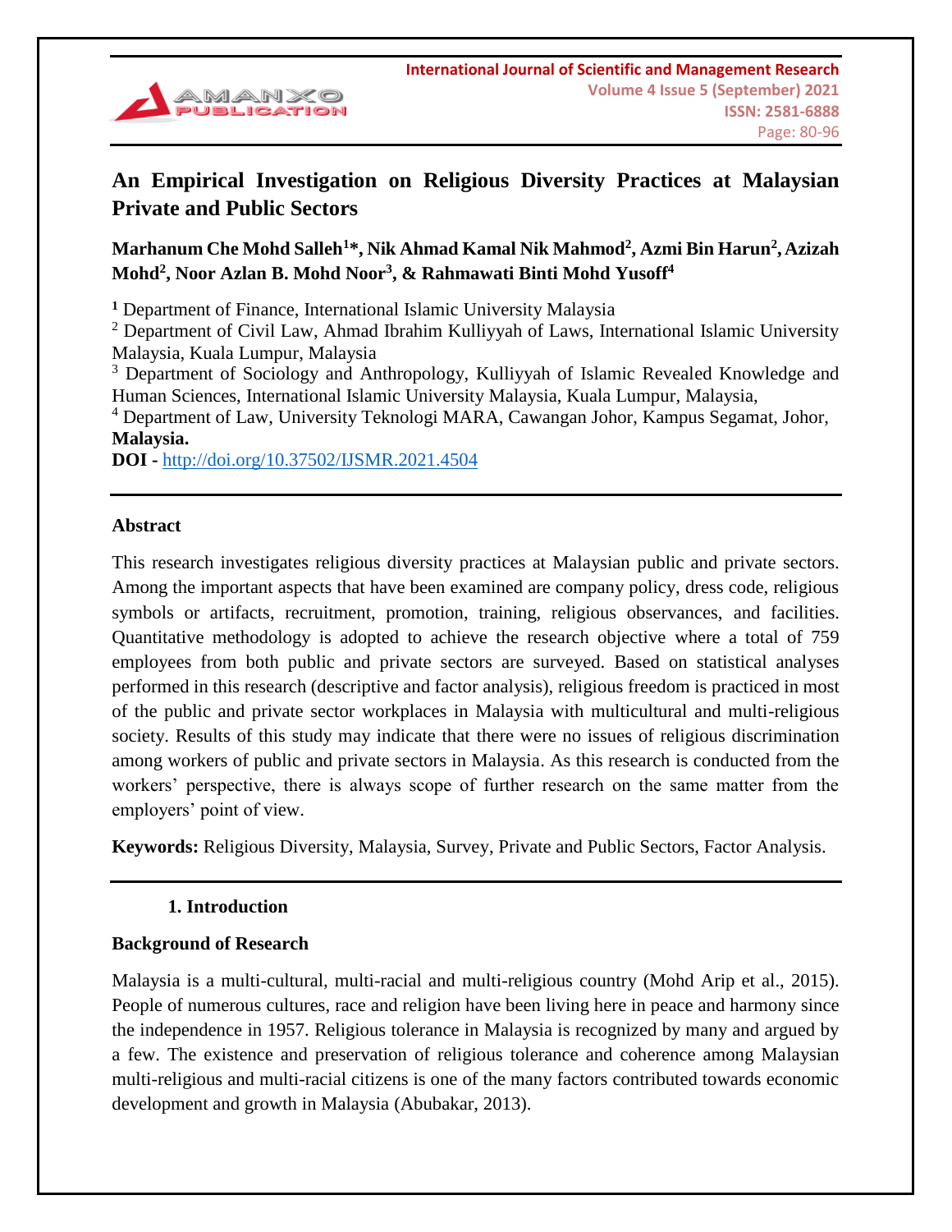# An Empirical Investigation on Religious Diversity Practices at Malaysian Private and Public Sectors

**Marhanum Che Mohd Salleh[1]\*, Nik Ahmad Kamal Nik Mahmod[2], Azmi Bin Harun[2], Azizah Mohd[2], Noor Azlan B. Mohd Noor[3], & Rahmawati Binti Mohd Yusoff[4]**

[1] Department of Finance, International Islamic University Malaysia

[2] Department of Civil Law, Ahmad Ibrahim Kulliyyah of Laws, International Islamic University Malaysia, Kuala Lumpur, Malaysia

[3] Department of Sociology and Anthropology, Kulliyyah of Islamic Revealed Knowledge and Human Sciences, International Islamic University Malaysia, Kuala Lumpur, Malaysia,

[4] Department of Law, University Teknologi MARA, Cawangan Johor, Kampus Segamat, Johor, **Malaysia.**

**DOI -** http://doi.org/10.37502/IJSMR.2021.4504

## Abstract

This research investigates religious diversity practices at Malaysian public and private sectors. Among the important aspects that have been examined are company policy, dress code, religious symbols or artifacts, recruitment, promotion, training, religious observances, and facilities. Quantitative methodology is adopted to achieve the research objective where a total of 759 employees from both public and private sectors are surveyed. Based on statistical analyses performed in this research (descriptive and factor analysis), religious freedom is practiced in most of the public and private sector workplaces in Malaysia with multicultural and multi-religious society. Results of this study may indicate that there were no issues of religious discrimination among workers of public and private sectors in Malaysia. As this research is conducted from the workers' perspective, there is always scope of further research on the same matter from the employers' point of view.

**Keywords:** Religious Diversity, Malaysia, Survey, Private and Public Sectors, Factor Analysis.

## 1. Introduction

### Background of Research

Malaysia is a multi-cultural, multi-racial and multi-religious country (Mohd Arip et al., 2015). People of numerous cultures, race and religion have been living here in peace and harmony since the independence in 1957. Religious tolerance in Malaysia is recognized by many and argued by a few. The existence and preservation of religious tolerance and coherence among Malaysian multi-religious and multi-racial citizens is one of the many factors contributed towards economic development and growth in Malaysia (Abubakar, 2013).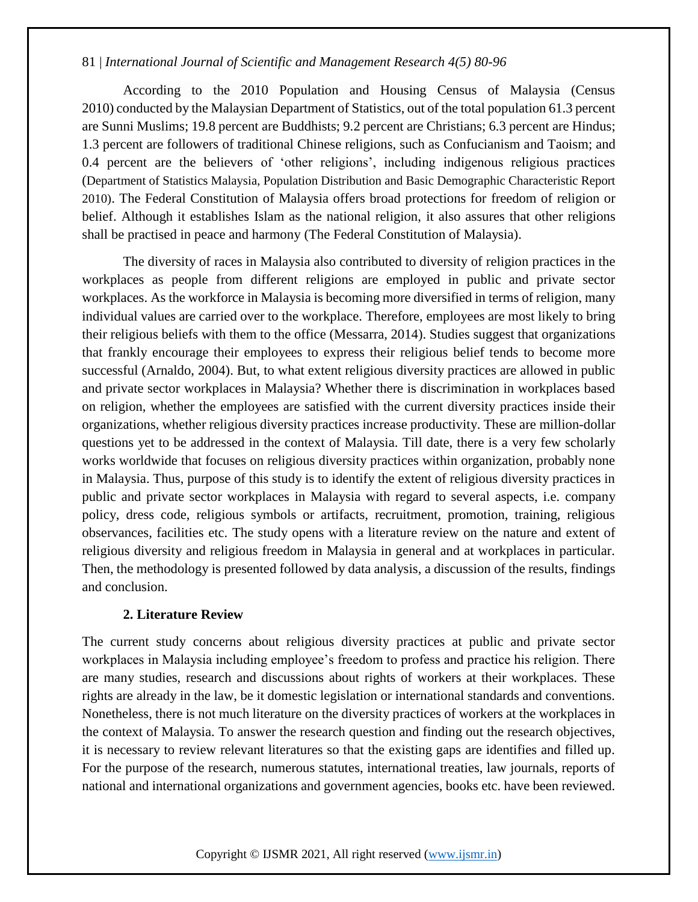According to the 2010 Population and Housing Census of Malaysia (Census 2010) conducted by the Malaysian Department of Statistics, out of the total population 61.3 percent are Sunni Muslims; 19.8 percent are Buddhists; 9.2 percent are Christians; 6.3 percent are Hindus; 1.3 percent are followers of traditional Chinese religions, such as Confucianism and Taoism; and 0.4 percent are the believers of 'other religions', including indigenous religious practices (Department of Statistics Malaysia, Population Distribution and Basic Demographic Characteristic Report 2010). The Federal Constitution of Malaysia offers broad protections for freedom of religion or belief. Although it establishes Islam as the national religion, it also assures that other religions shall be practised in peace and harmony (The Federal Constitution of Malaysia).

The diversity of races in Malaysia also contributed to diversity of religion practices in the workplaces as people from different religions are employed in public and private sector workplaces. As the workforce in Malaysia is becoming more diversified in terms of religion, many individual values are carried over to the workplace. Therefore, employees are most likely to bring their religious beliefs with them to the office (Messarra, 2014). Studies suggest that organizations that frankly encourage their employees to express their religious belief tends to become more successful (Arnaldo, 2004). But, to what extent religious diversity practices are allowed in public and private sector workplaces in Malaysia? Whether there is discrimination in workplaces based on religion, whether the employees are satisfied with the current diversity practices inside their organizations, whether religious diversity practices increase productivity. These are million-dollar questions yet to be addressed in the context of Malaysia. Till date, there is a very few scholarly works worldwide that focuses on religious diversity practices within organization, probably none in Malaysia. Thus, purpose of this study is to identify the extent of religious diversity practices in public and private sector workplaces in Malaysia with regard to several aspects, i.e. company policy, dress code, religious symbols or artifacts, recruitment, promotion, training, religious observances, facilities etc. The study opens with a literature review on the nature and extent of religious diversity and religious freedom in Malaysia in general and at workplaces in particular. Then, the methodology is presented followed by data analysis, a discussion of the results, findings and conclusion.

## 2. Literature Review

The current study concerns about religious diversity practices at public and private sector workplaces in Malaysia including employee's freedom to profess and practice his religion. There are many studies, research and discussions about rights of workers at their workplaces. These rights are already in the law, be it domestic legislation or international standards and conventions. Nonetheless, there is not much literature on the diversity practices of workers at the workplaces in the context of Malaysia. To answer the research question and finding out the research objectives, it is necessary to review relevant literatures so that the existing gaps are identifies and filled up. For the purpose of the research, numerous statutes, international treaties, law journals, reports of national and international organizations and government agencies, books etc. have been reviewed.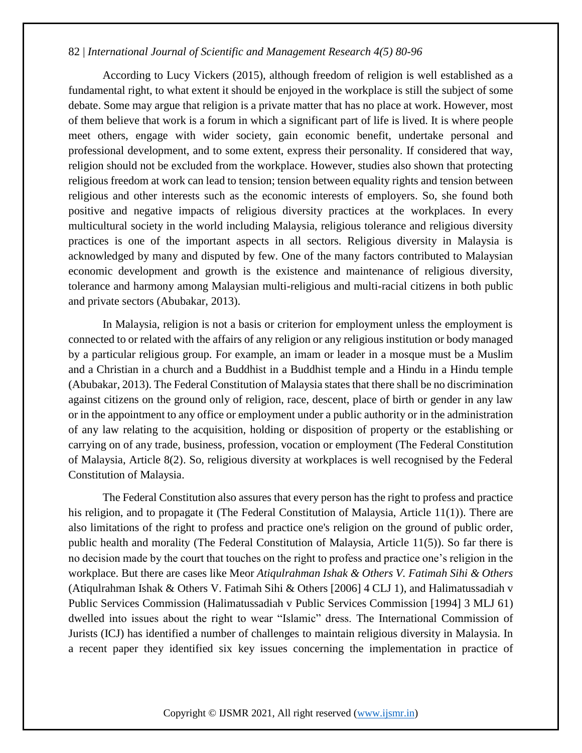According to Lucy Vickers (2015), although freedom of religion is well established as a fundamental right, to what extent it should be enjoyed in the workplace is still the subject of some debate. Some may argue that religion is a private matter that has no place at work. However, most of them believe that work is a forum in which a significant part of life is lived. It is where people meet others, engage with wider society, gain economic benefit, undertake personal and professional development, and to some extent, express their personality. If considered that way, religion should not be excluded from the workplace. However, studies also shown that protecting religious freedom at work can lead to tension; tension between equality rights and tension between religious and other interests such as the economic interests of employers. So, she found both positive and negative impacts of religious diversity practices at the workplaces. In every multicultural society in the world including Malaysia, religious tolerance and religious diversity practices is one of the important aspects in all sectors. Religious diversity in Malaysia is acknowledged by many and disputed by few. One of the many factors contributed to Malaysian economic development and growth is the existence and maintenance of religious diversity, tolerance and harmony among Malaysian multi-religious and multi-racial citizens in both public and private sectors (Abubakar, 2013).

In Malaysia, religion is not a basis or criterion for employment unless the employment is connected to or related with the affairs of any religion or any religious institution or body managed by a particular religious group. For example, an imam or leader in a mosque must be a Muslim and a Christian in a church and a Buddhist in a Buddhist temple and a Hindu in a Hindu temple (Abubakar, 2013). The Federal Constitution of Malaysia states that there shall be no discrimination against citizens on the ground only of religion, race, descent, place of birth or gender in any law or in the appointment to any office or employment under a public authority or in the administration of any law relating to the acquisition, holding or disposition of property or the establishing or carrying on of any trade, business, profession, vocation or employment (The Federal Constitution of Malaysia, Article 8(2). So, religious diversity at workplaces is well recognised by the Federal Constitution of Malaysia.

The Federal Constitution also assures that every person has the right to profess and practice his religion, and to propagate it (The Federal Constitution of Malaysia, Article 11(1)). There are also limitations of the right to profess and practice one's religion on the ground of public order, public health and morality (The Federal Constitution of Malaysia, Article 11(5)). So far there is no decision made by the court that touches on the right to profess and practice one's religion in the workplace. But there are cases like Meor *Atiqulrahman Ishak & Others V. Fatimah Sihi & Others* (Atiqulrahman Ishak & Others V. Fatimah Sihi & Others [2006] 4 CLJ 1), and Halimatussadiah v Public Services Commission (Halimatussadiah v Public Services Commission [1994] 3 MLJ 61) dwelled into issues about the right to wear "Islamic" dress. The International Commission of Jurists (ICJ) has identified a number of challenges to maintain religious diversity in Malaysia. In a recent paper they identified six key issues concerning the implementation in practice of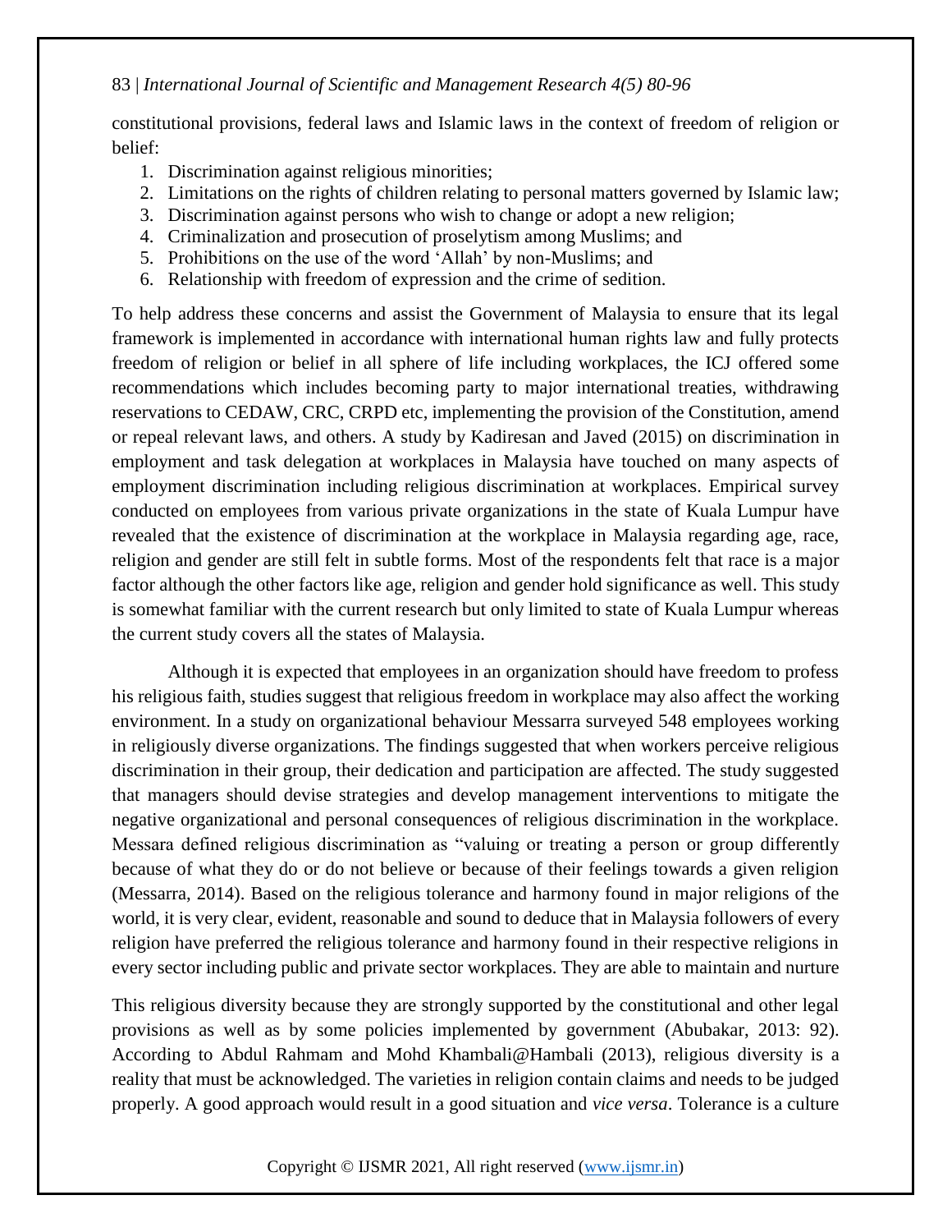constitutional provisions, federal laws and Islamic laws in the context of freedom of religion or belief:

1. Discrimination against religious minorities;
2. Limitations on the rights of children relating to personal matters governed by Islamic law;
3. Discrimination against persons who wish to change or adopt a new religion;
4. Criminalization and prosecution of proselytism among Muslims; and
5. Prohibitions on the use of the word 'Allah' by non-Muslims; and
6. Relationship with freedom of expression and the crime of sedition.

To help address these concerns and assist the Government of Malaysia to ensure that its legal framework is implemented in accordance with international human rights law and fully protects freedom of religion or belief in all sphere of life including workplaces, the ICJ offered some recommendations which includes becoming party to major international treaties, withdrawing reservations to CEDAW, CRC, CRPD etc, implementing the provision of the Constitution, amend or repeal relevant laws, and others. A study by Kadiresan and Javed (2015) on discrimination in employment and task delegation at workplaces in Malaysia have touched on many aspects of employment discrimination including religious discrimination at workplaces. Empirical survey conducted on employees from various private organizations in the state of Kuala Lumpur have revealed that the existence of discrimination at the workplace in Malaysia regarding age, race, religion and gender are still felt in subtle forms. Most of the respondents felt that race is a major factor although the other factors like age, religion and gender hold significance as well. This study is somewhat familiar with the current research but only limited to state of Kuala Lumpur whereas the current study covers all the states of Malaysia.

Although it is expected that employees in an organization should have freedom to profess his religious faith, studies suggest that religious freedom in workplace may also affect the working environment. In a study on organizational behaviour Messarra surveyed 548 employees working in religiously diverse organizations. The findings suggested that when workers perceive religious discrimination in their group, their dedication and participation are affected. The study suggested that managers should devise strategies and develop management interventions to mitigate the negative organizational and personal consequences of religious discrimination in the workplace. Messara defined religious discrimination as "valuing or treating a person or group differently because of what they do or do not believe or because of their feelings towards a given religion (Messarra, 2014). Based on the religious tolerance and harmony found in major religions of the world, it is very clear, evident, reasonable and sound to deduce that in Malaysia followers of every religion have preferred the religious tolerance and harmony found in their respective religions in every sector including public and private sector workplaces. They are able to maintain and nurture

This religious diversity because they are strongly supported by the constitutional and other legal provisions as well as by some policies implemented by government (Abubakar, 2013: 92). According to Abdul Rahmam and Mohd Khambali@Hambali (2013), religious diversity is a reality that must be acknowledged. The varieties in religion contain claims and needs to be judged properly. A good approach would result in a good situation and *vice versa*. Tolerance is a culture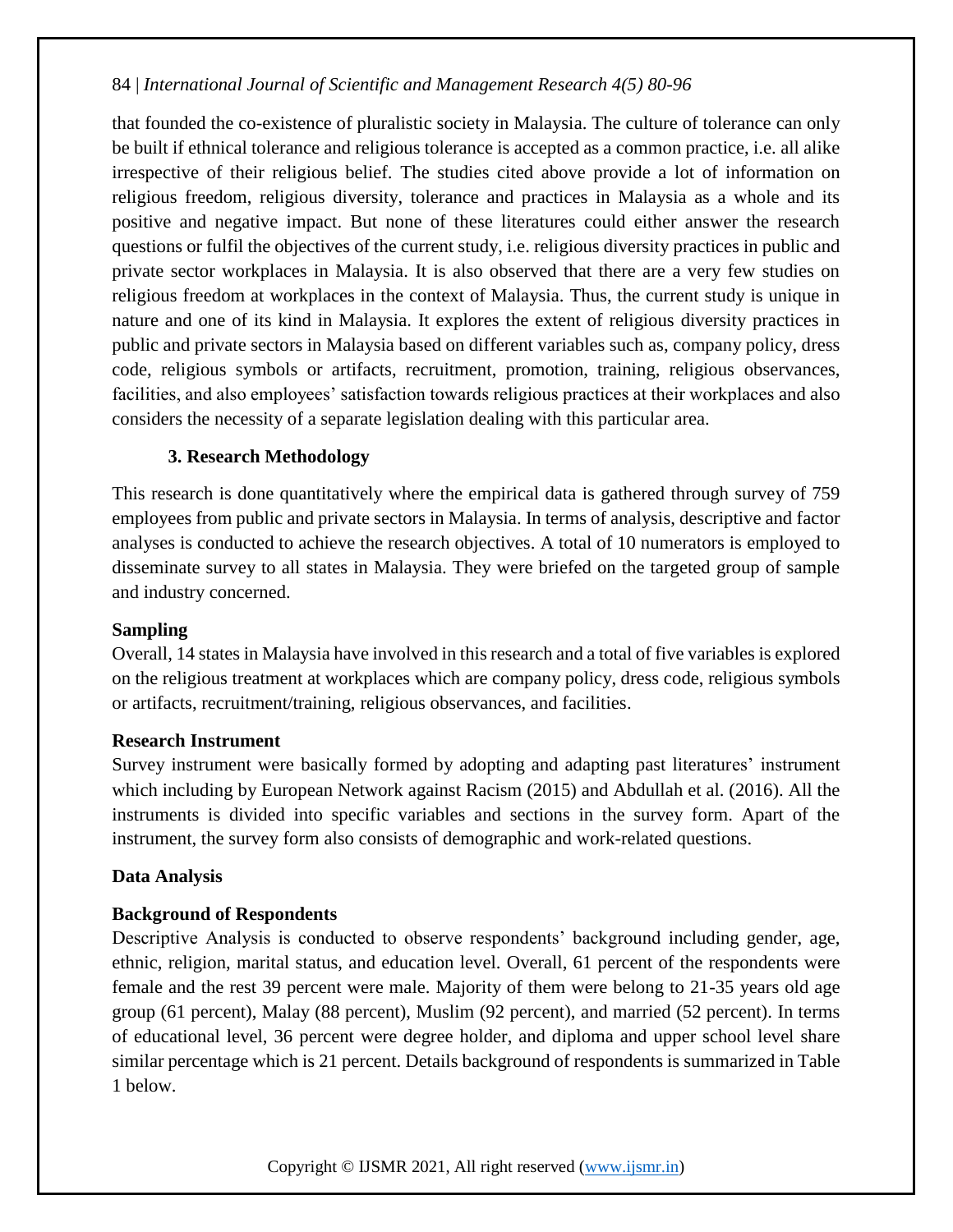that founded the co-existence of pluralistic society in Malaysia. The culture of tolerance can only be built if ethnical tolerance and religious tolerance is accepted as a common practice, i.e. all alike irrespective of their religious belief. The studies cited above provide a lot of information on religious freedom, religious diversity, tolerance and practices in Malaysia as a whole and its positive and negative impact. But none of these literatures could either answer the research questions or fulfil the objectives of the current study, i.e. religious diversity practices in public and private sector workplaces in Malaysia. It is also observed that there are a very few studies on religious freedom at workplaces in the context of Malaysia. Thus, the current study is unique in nature and one of its kind in Malaysia. It explores the extent of religious diversity practices in public and private sectors in Malaysia based on different variables such as, company policy, dress code, religious symbols or artifacts, recruitment, promotion, training, religious observances, facilities, and also employees' satisfaction towards religious practices at their workplaces and also considers the necessity of a separate legislation dealing with this particular area.

## 3. Research Methodology

This research is done quantitatively where the empirical data is gathered through survey of 759 employees from public and private sectors in Malaysia. In terms of analysis, descriptive and factor analyses is conducted to achieve the research objectives. A total of 10 numerators is employed to disseminate survey to all states in Malaysia. They were briefed on the targeted group of sample and industry concerned.

### Sampling

Overall, 14 states in Malaysia have involved in this research and a total of five variables is explored on the religious treatment at workplaces which are company policy, dress code, religious symbols or artifacts, recruitment/training, religious observances, and facilities.

### Research Instrument

Survey instrument were basically formed by adopting and adapting past literatures' instrument which including by European Network against Racism (2015) and Abdullah et al. (2016). All the instruments is divided into specific variables and sections in the survey form. Apart of the instrument, the survey form also consists of demographic and work-related questions.

### Data Analysis

### Background of Respondents

Descriptive Analysis is conducted to observe respondents' background including gender, age, ethnic, religion, marital status, and education level. Overall, 61 percent of the respondents were female and the rest 39 percent were male. Majority of them were belong to 21-35 years old age group (61 percent), Malay (88 percent), Muslim (92 percent), and married (52 percent). In terms of educational level, 36 percent were degree holder, and diploma and upper school level share similar percentage which is 21 percent. Details background of respondents is summarized in Table 1 below.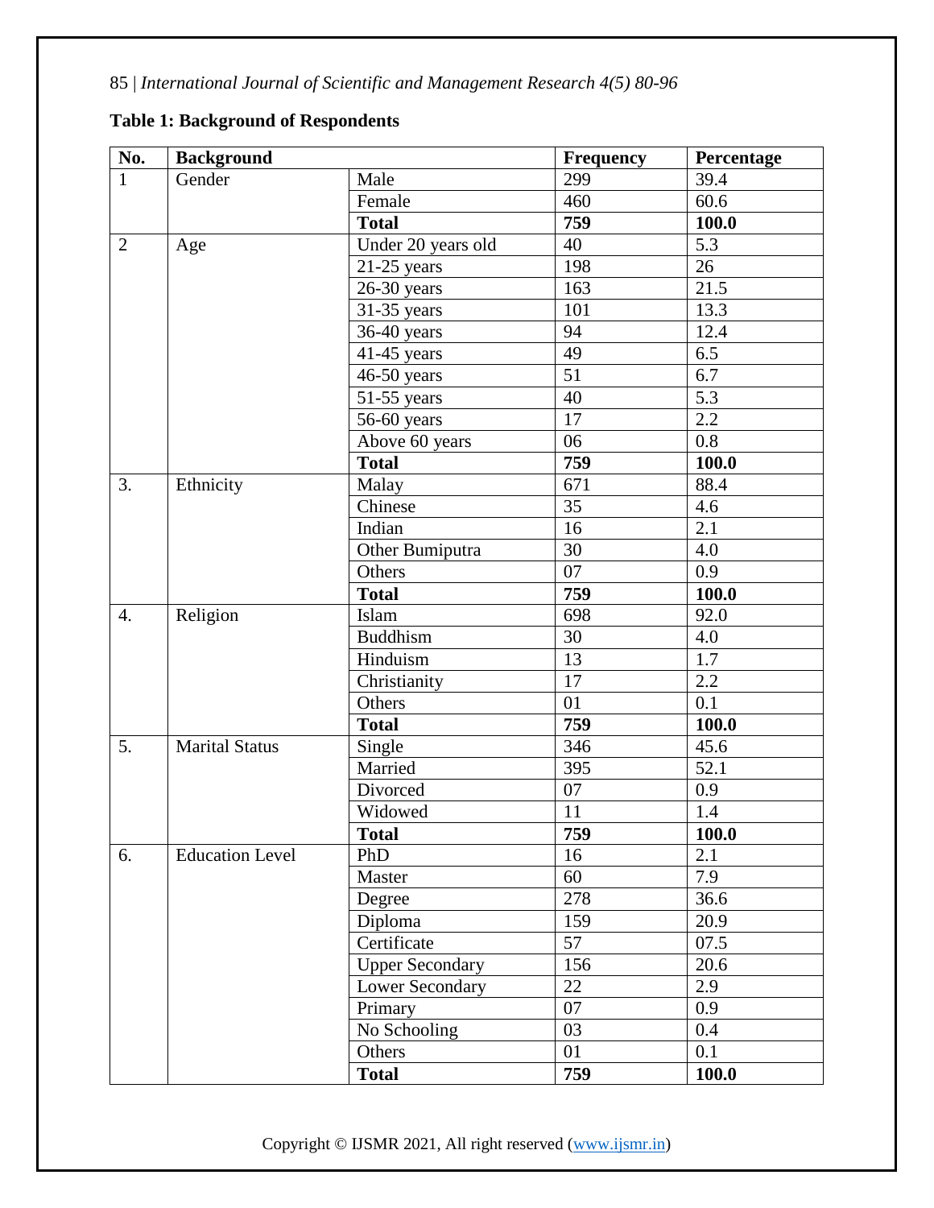**Table 1: Background of Respondents**

| No. | Background | | Frequency | Percentage |
|---|---|---|---|---|
| 1 | Gender | Male | 299 | 39.4 |
| | | Female | 460 | 60.6 |
| | | **Total** | **759** | **100.0** |
| 2 | Age | Under 20 years old | 40 | 5.3 |
| | | 21-25 years | 198 | 26 |
| | | 26-30 years | 163 | 21.5 |
| | | 31-35 years | 101 | 13.3 |
| | | 36-40 years | 94 | 12.4 |
| | | 41-45 years | 49 | 6.5 |
| | | 46-50 years | 51 | 6.7 |
| | | 51-55 years | 40 | 5.3 |
| | | 56-60 years | 17 | 2.2 |
| | | Above 60 years | 06 | 0.8 |
| | | **Total** | **759** | **100.0** |
| 3. | Ethnicity | Malay | 671 | 88.4 |
| | | Chinese | 35 | 4.6 |
| | | Indian | 16 | 2.1 |
| | | Other Bumiputra | 30 | 4.0 |
| | | Others | 07 | 0.9 |
| | | **Total** | **759** | **100.0** |
| 4. | Religion | Islam | 698 | 92.0 |
| | | Buddhism | 30 | 4.0 |
| | | Hinduism | 13 | 1.7 |
| | | Christianity | 17 | 2.2 |
| | | Others | 01 | 0.1 |
| | | **Total** | **759** | **100.0** |
| 5. | Marital Status | Single | 346 | 45.6 |
| | | Married | 395 | 52.1 |
| | | Divorced | 07 | 0.9 |
| | | Widowed | 11 | 1.4 |
| | | **Total** | **759** | **100.0** |
| 6. | Education Level | PhD | 16 | 2.1 |
| | | Master | 60 | 7.9 |
| | | Degree | 278 | 36.6 |
| | | Diploma | 159 | 20.9 |
| | | Certificate | 57 | 07.5 |
| | | Upper Secondary | 156 | 20.6 |
| | | Lower Secondary | 22 | 2.9 |
| | | Primary | 07 | 0.9 |
| | | No Schooling | 03 | 0.4 |
| | | Others | 01 | 0.1 |
| | | **Total** | **759** | **100.0** |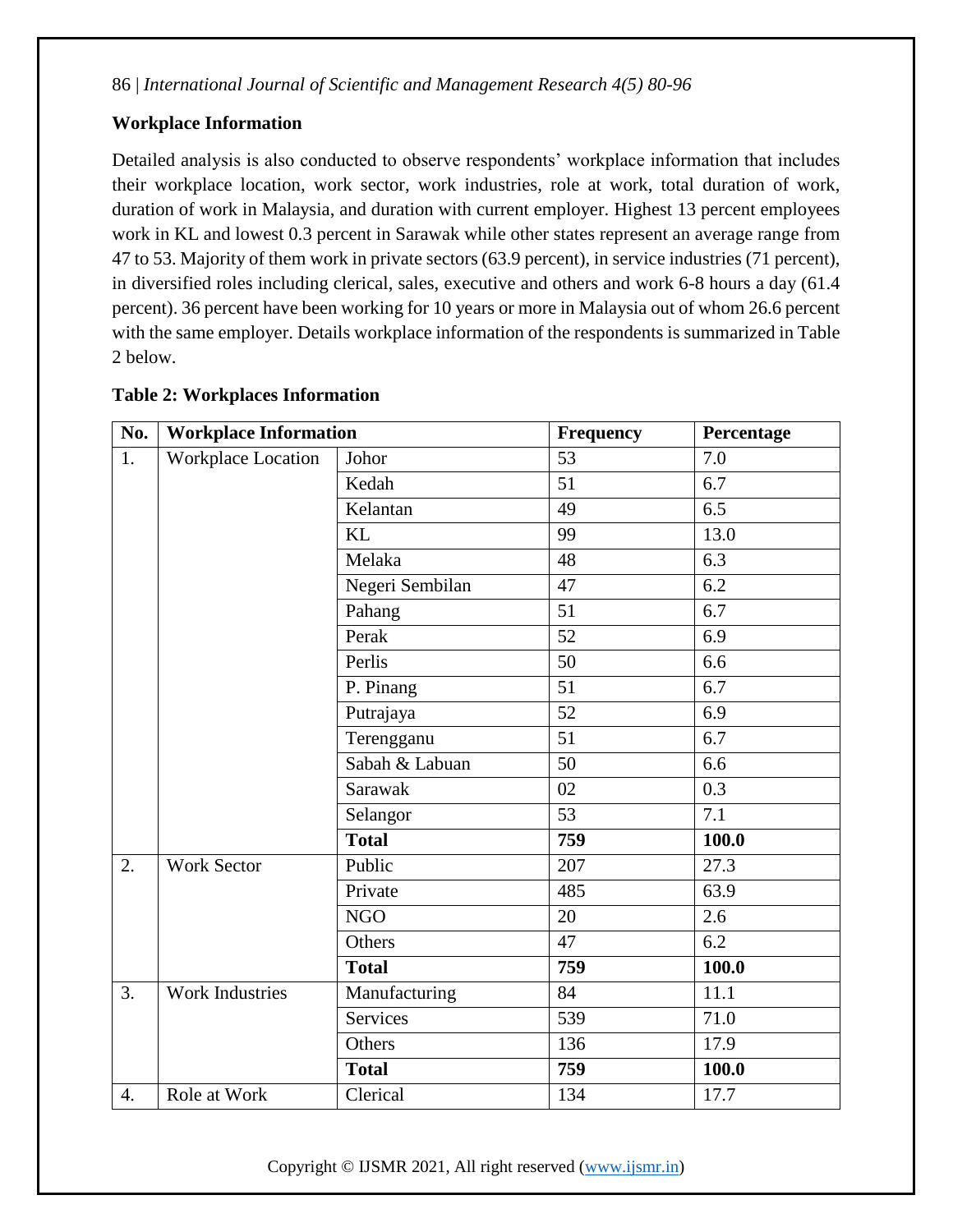**Workplace Information**

Detailed analysis is also conducted to observe respondents' workplace information that includes their workplace location, work sector, work industries, role at work, total duration of work, duration of work in Malaysia, and duration with current employer. Highest 13 percent employees work in KL and lowest 0.3 percent in Sarawak while other states represent an average range from 47 to 53. Majority of them work in private sectors (63.9 percent), in service industries (71 percent), in diversified roles including clerical, sales, executive and others and work 6-8 hours a day (61.4 percent). 36 percent have been working for 10 years or more in Malaysia out of whom 26.6 percent with the same employer. Details workplace information of the respondents is summarized in Table 2 below.

**Table 2: Workplaces Information**

| No. | Workplace Information | | Frequency | Percentage |
|---|---|---|---|---|
| 1. | Workplace Location | Johor | 53 | 7.0 |
| | | Kedah | 51 | 6.7 |
| | | Kelantan | 49 | 6.5 |
| | | KL | 99 | 13.0 |
| | | Melaka | 48 | 6.3 |
| | | Negeri Sembilan | 47 | 6.2 |
| | | Pahang | 51 | 6.7 |
| | | Perak | 52 | 6.9 |
| | | Perlis | 50 | 6.6 |
| | | P. Pinang | 51 | 6.7 |
| | | Putrajaya | 52 | 6.9 |
| | | Terengganu | 51 | 6.7 |
| | | Sabah & Labuan | 50 | 6.6 |
| | | Sarawak | 02 | 0.3 |
| | | Selangor | 53 | 7.1 |
| | | **Total** | **759** | **100.0** |
| 2. | Work Sector | Public | 207 | 27.3 |
| | | Private | 485 | 63.9 |
| | | NGO | 20 | 2.6 |
| | | Others | 47 | 6.2 |
| | | **Total** | **759** | **100.0** |
| 3. | Work Industries | Manufacturing | 84 | 11.1 |
| | | Services | 539 | 71.0 |
| | | Others | 136 | 17.9 |
| | | **Total** | **759** | **100.0** |
| 4. | Role at Work | Clerical | 134 | 17.7 |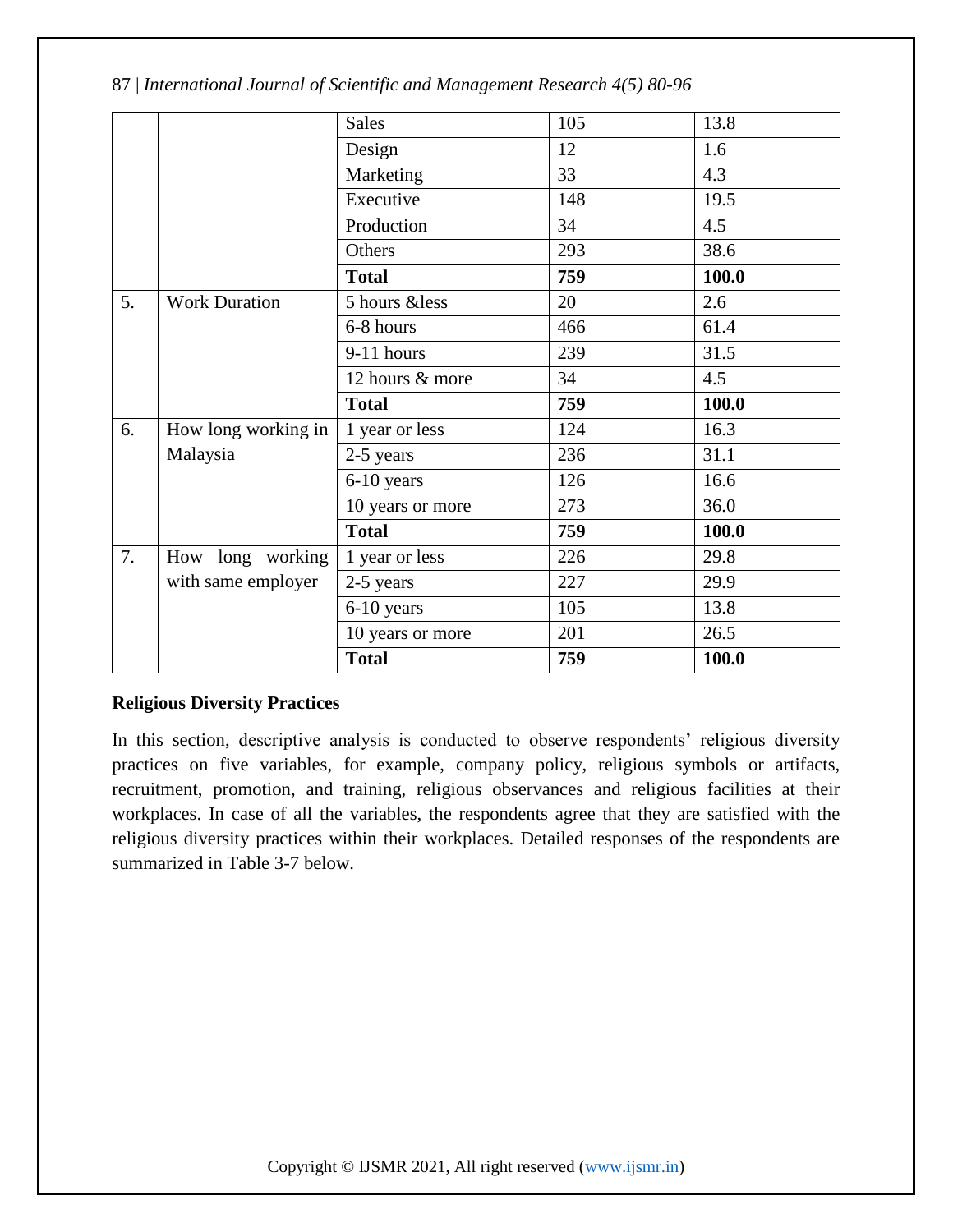|  |  | Sales | 105 | 13.8 |
|---|---|---|---|---|
|  |  | Design | 12 | 1.6 |
|  |  | Marketing | 33 | 4.3 |
|  |  | Executive | 148 | 19.5 |
|  |  | Production | 34 | 4.5 |
|  |  | Others | 293 | 38.6 |
|  |  | **Total** | **759** | **100.0** |
| 5. | Work Duration | 5 hours &less | 20 | 2.6 |
|  |  | 6-8 hours | 466 | 61.4 |
|  |  | 9-11 hours | 239 | 31.5 |
|  |  | 12 hours & more | 34 | 4.5 |
|  |  | **Total** | **759** | **100.0** |
| 6. | How long working in Malaysia | 1 year or less | 124 | 16.3 |
|  |  | 2-5 years | 236 | 31.1 |
|  |  | 6-10 years | 126 | 16.6 |
|  |  | 10 years or more | 273 | 36.0 |
|  |  | **Total** | **759** | **100.0** |
| 7. | How long working with same employer | 1 year or less | 226 | 29.8 |
|  |  | 2-5 years | 227 | 29.9 |
|  |  | 6-10 years | 105 | 13.8 |
|  |  | 10 years or more | 201 | 26.5 |
|  |  | **Total** | **759** | **100.0** |

**Religious Diversity Practices**

In this section, descriptive analysis is conducted to observe respondents' religious diversity practices on five variables, for example, company policy, religious symbols or artifacts, recruitment, promotion, and training, religious observances and religious facilities at their workplaces. In case of all the variables, the respondents agree that they are satisfied with the religious diversity practices within their workplaces. Detailed responses of the respondents are summarized in Table 3-7 below.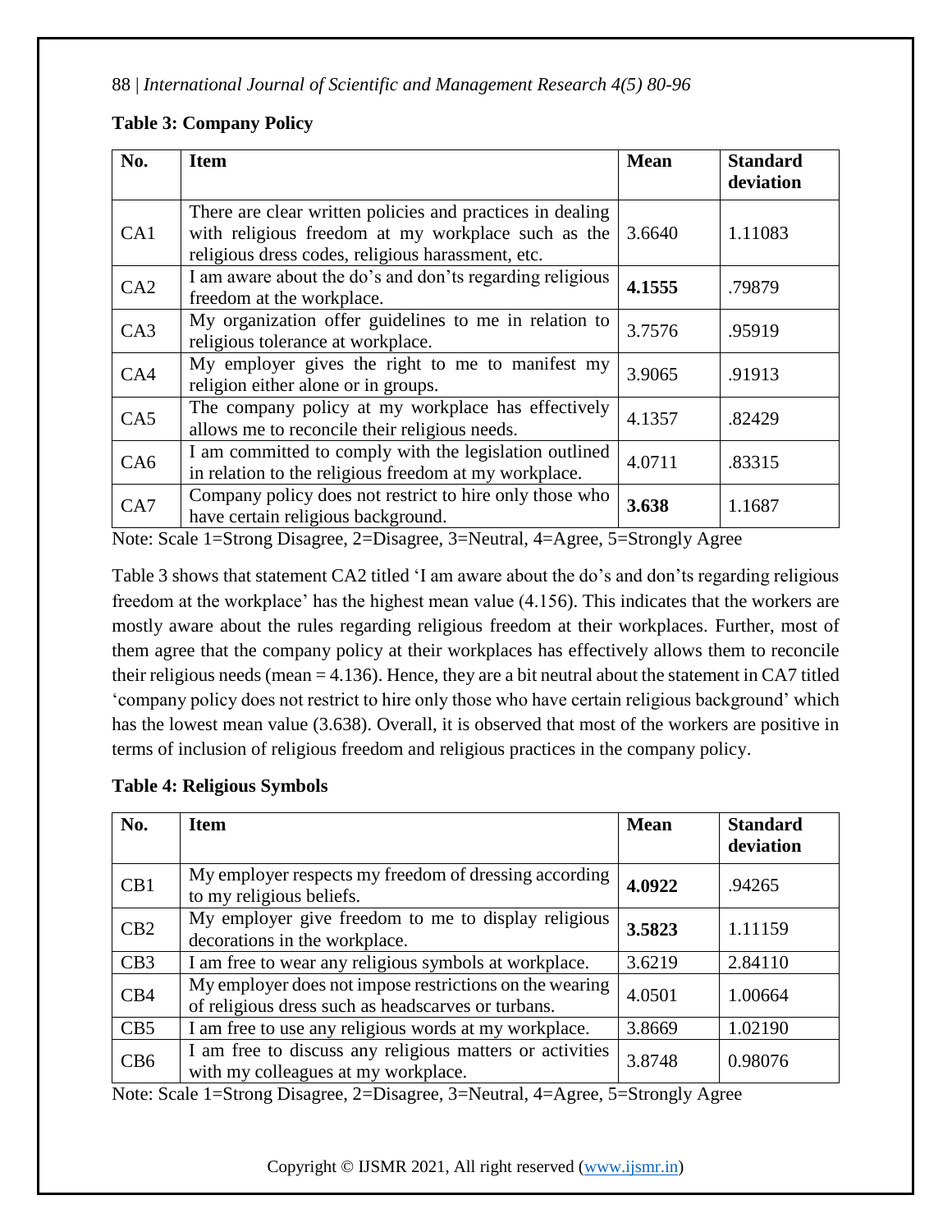**Table 3: Company Policy**

| No. | Item | Mean | Standard deviation |
|---|---|---|---|
| CA1 | There are clear written policies and practices in dealing with religious freedom at my workplace such as the religious dress codes, religious harassment, etc. | 3.6640 | 1.11083 |
| CA2 | I am aware about the do's and don'ts regarding religious freedom at the workplace. | **4.1555** | .79879 |
| CA3 | My organization offer guidelines to me in relation to religious tolerance at workplace. | 3.7576 | .95919 |
| CA4 | My employer gives the right to me to manifest my religion either alone or in groups. | 3.9065 | .91913 |
| CA5 | The company policy at my workplace has effectively allows me to reconcile their religious needs. | 4.1357 | .82429 |
| CA6 | I am committed to comply with the legislation outlined in relation to the religious freedom at my workplace. | 4.0711 | .83315 |
| CA7 | Company policy does not restrict to hire only those who have certain religious background. | **3.638** | 1.1687 |

Note: Scale 1=Strong Disagree, 2=Disagree, 3=Neutral, 4=Agree, 5=Strongly Agree

Table 3 shows that statement CA2 titled 'I am aware about the do's and don'ts regarding religious freedom at the workplace' has the highest mean value (4.156). This indicates that the workers are mostly aware about the rules regarding religious freedom at their workplaces. Further, most of them agree that the company policy at their workplaces has effectively allows them to reconcile their religious needs (mean = 4.136). Hence, they are a bit neutral about the statement in CA7 titled 'company policy does not restrict to hire only those who have certain religious background' which has the lowest mean value (3.638). Overall, it is observed that most of the workers are positive in terms of inclusion of religious freedom and religious practices in the company policy.

**Table 4: Religious Symbols**

| No. | Item | Mean | Standard deviation |
|---|---|---|---|
| CB1 | My employer respects my freedom of dressing according to my religious beliefs. | **4.0922** | .94265 |
| CB2 | My employer give freedom to me to display religious decorations in the workplace. | **3.5823** | 1.11159 |
| CB3 | I am free to wear any religious symbols at workplace. | 3.6219 | 2.84110 |
| CB4 | My employer does not impose restrictions on the wearing of religious dress such as headscarves or turbans. | 4.0501 | 1.00664 |
| CB5 | I am free to use any religious words at my workplace. | 3.8669 | 1.02190 |
| CB6 | I am free to discuss any religious matters or activities with my colleagues at my workplace. | 3.8748 | 0.98076 |

Note: Scale 1=Strong Disagree, 2=Disagree, 3=Neutral, 4=Agree, 5=Strongly Agree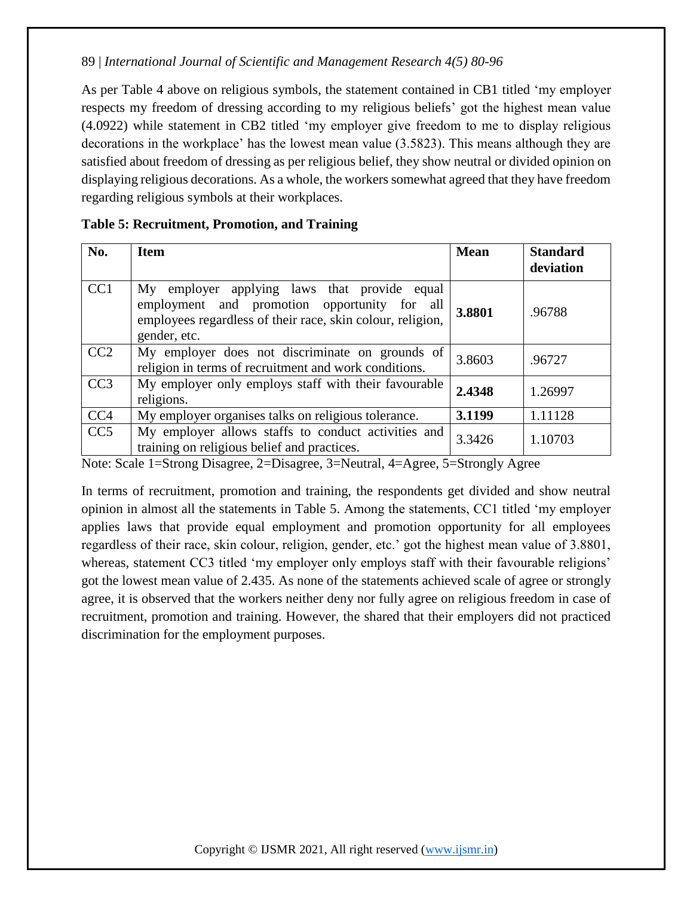As per Table 4 above on religious symbols, the statement contained in CB1 titled 'my employer respects my freedom of dressing according to my religious beliefs' got the highest mean value (4.0922) while statement in CB2 titled 'my employer give freedom to me to display religious decorations in the workplace' has the lowest mean value (3.5823). This means although they are satisfied about freedom of dressing as per religious belief, they show neutral or divided opinion on displaying religious decorations. As a whole, the workers somewhat agreed that they have freedom regarding religious symbols at their workplaces.

**Table 5: Recruitment, Promotion, and Training**

| No. | Item | Mean | Standard deviation |
|---|---|---|---|
| CC1 | My employer applying laws that provide equal employment and promotion opportunity for all employees regardless of their race, skin colour, religion, gender, etc. | **3.8801** | .96788 |
| CC2 | My employer does not discriminate on grounds of religion in terms of recruitment and work conditions. | 3.8603 | .96727 |
| CC3 | My employer only employs staff with their favourable religions. | **2.4348** | 1.26997 |
| CC4 | My employer organises talks on religious tolerance. | **3.1199** | 1.11128 |
| CC5 | My employer allows staffs to conduct activities and training on religious belief and practices. | 3.3426 | 1.10703 |

Note: Scale 1=Strong Disagree, 2=Disagree, 3=Neutral, 4=Agree, 5=Strongly Agree

In terms of recruitment, promotion and training, the respondents get divided and show neutral opinion in almost all the statements in Table 5. Among the statements, CC1 titled 'my employer applies laws that provide equal employment and promotion opportunity for all employees regardless of their race, skin colour, religion, gender, etc.' got the highest mean value of 3.8801, whereas, statement CC3 titled 'my employer only employs staff with their favourable religions' got the lowest mean value of 2.435. As none of the statements achieved scale of agree or strongly agree, it is observed that the workers neither deny nor fully agree on religious freedom in case of recruitment, promotion and training. However, the shared that their employers did not practiced discrimination for the employment purposes.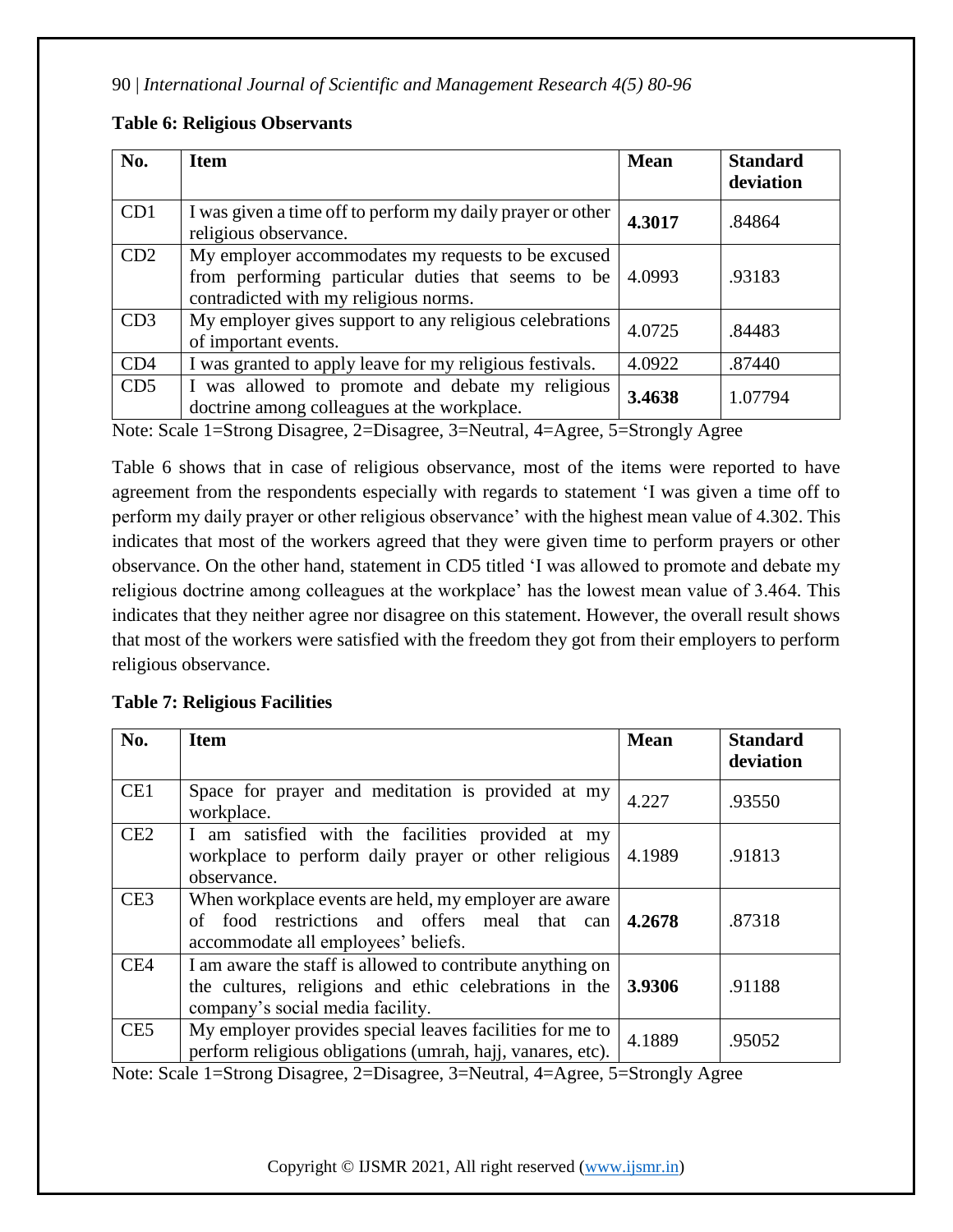**Table 6: Religious Observants**

| No. | Item | Mean | Standard deviation |
|---|---|---|---|
| CD1 | I was given a time off to perform my daily prayer or other religious observance. | **4.3017** | .84864 |
| CD2 | My employer accommodates my requests to be excused from performing particular duties that seems to be contradicted with my religious norms. | 4.0993 | .93183 |
| CD3 | My employer gives support to any religious celebrations of important events. | 4.0725 | .84483 |
| CD4 | I was granted to apply leave for my religious festivals. | 4.0922 | .87440 |
| CD5 | I was allowed to promote and debate my religious doctrine among colleagues at the workplace. | **3.4638** | 1.07794 |

Note: Scale 1=Strong Disagree, 2=Disagree, 3=Neutral, 4=Agree, 5=Strongly Agree

Table 6 shows that in case of religious observance, most of the items were reported to have agreement from the respondents especially with regards to statement 'I was given a time off to perform my daily prayer or other religious observance' with the highest mean value of 4.302. This indicates that most of the workers agreed that they were given time to perform prayers or other observance. On the other hand, statement in CD5 titled 'I was allowed to promote and debate my religious doctrine among colleagues at the workplace' has the lowest mean value of 3.464. This indicates that they neither agree nor disagree on this statement. However, the overall result shows that most of the workers were satisfied with the freedom they got from their employers to perform religious observance.

**Table 7: Religious Facilities**

| No. | Item | Mean | Standard deviation |
|---|---|---|---|
| CE1 | Space for prayer and meditation is provided at my workplace. | 4.227 | .93550 |
| CE2 | I am satisfied with the facilities provided at my workplace to perform daily prayer or other religious observance. | 4.1989 | .91813 |
| CE3 | When workplace events are held, my employer are aware of food restrictions and offers meal that can accommodate all employees' beliefs. | **4.2678** | .87318 |
| CE4 | I am aware the staff is allowed to contribute anything on the cultures, religions and ethic celebrations in the company's social media facility. | **3.9306** | .91188 |
| CE5 | My employer provides special leaves facilities for me to perform religious obligations (umrah, hajj, vanares, etc). | 4.1889 | .95052 |

Note: Scale 1=Strong Disagree, 2=Disagree, 3=Neutral, 4=Agree, 5=Strongly Agree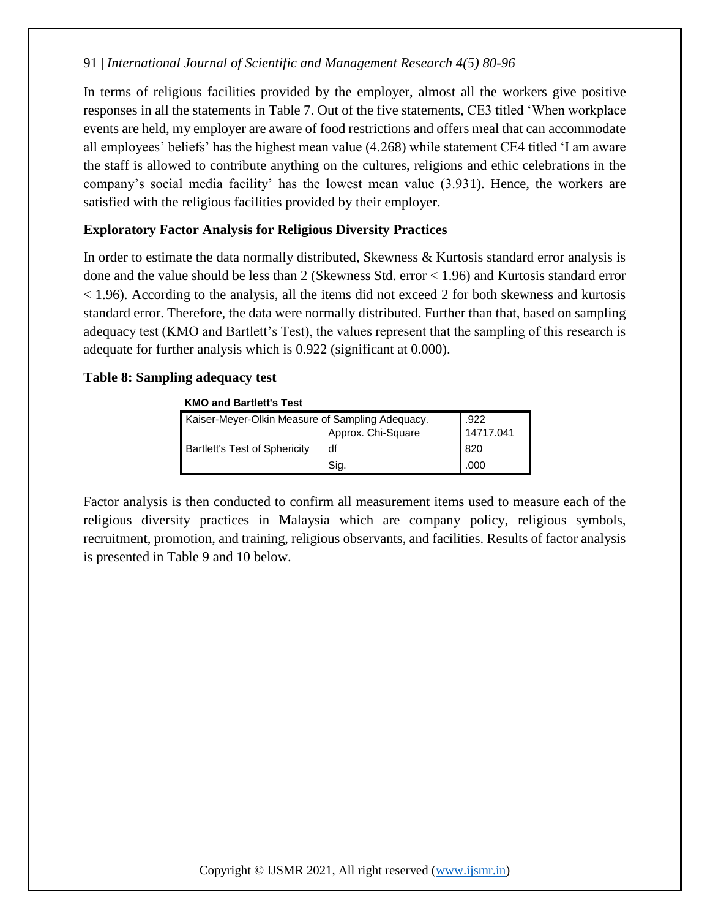In terms of religious facilities provided by the employer, almost all the workers give positive responses in all the statements in Table 7. Out of the five statements, CE3 titled 'When workplace events are held, my employer are aware of food restrictions and offers meal that can accommodate all employees' beliefs' has the highest mean value (4.268) while statement CE4 titled 'I am aware the staff is allowed to contribute anything on the cultures, religions and ethic celebrations in the company's social media facility' has the lowest mean value (3.931). Hence, the workers are satisfied with the religious facilities provided by their employer.

### Exploratory Factor Analysis for Religious Diversity Practices

In order to estimate the data normally distributed, Skewness & Kurtosis standard error analysis is done and the value should be less than 2 (Skewness Std. error < 1.96) and Kurtosis standard error < 1.96). According to the analysis, all the items did not exceed 2 for both skewness and kurtosis standard error. Therefore, the data were normally distributed. Further than that, based on sampling adequacy test (KMO and Bartlett's Test), the values represent that the sampling of this research is adequate for further analysis which is 0.922 (significant at 0.000).

**Table 8: Sampling adequacy test**

**KMO and Bartlett's Test**

| | | |
|---|---|---|
| Kaiser-Meyer-Olkin Measure of Sampling Adequacy. | | .922 |
| Bartlett's Test of Sphericity | Approx. Chi-Square | 14717.041 |
| | df | 820 |
| | Sig. | .000 |

Factor analysis is then conducted to confirm all measurement items used to measure each of the religious diversity practices in Malaysia which are company policy, religious symbols, recruitment, promotion, and training, religious observants, and facilities. Results of factor analysis is presented in Table 9 and 10 below.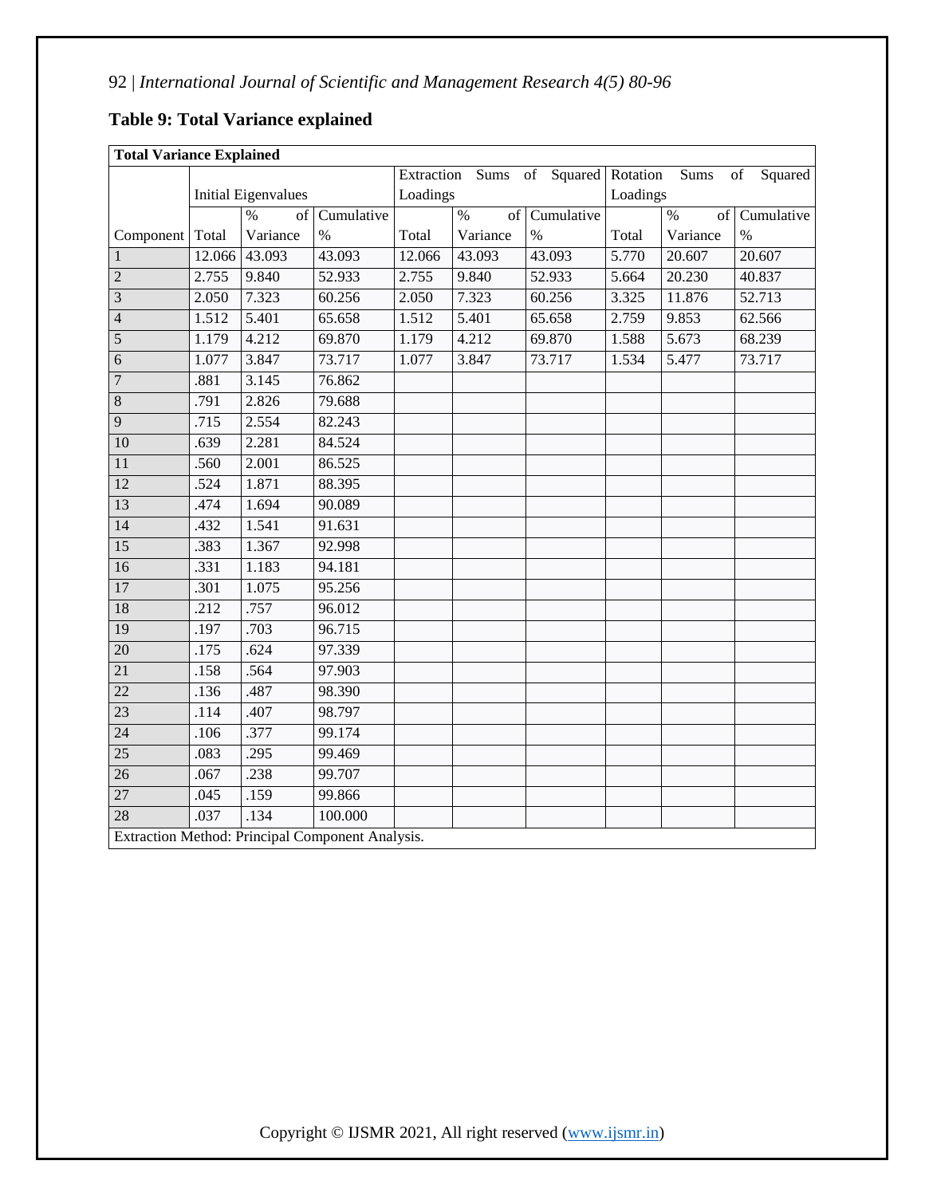**Table 9: Total Variance explained**

| Total Variance Explained | | | | | | | | | |
|---|---|---|---|---|---|---|---|---|---|
| | Initial Eigenvalues | | | Extraction Sums of Squared Loadings | | | Rotation Sums of Squared Loadings | | |
| Component | Total | % of Variance | Cumulative % | Total | % of Variance | Cumulative % | Total | % of Variance | Cumulative % |
| 1 | 12.066 | 43.093 | 43.093 | 12.066 | 43.093 | 43.093 | 5.770 | 20.607 | 20.607 |
| 2 | 2.755 | 9.840 | 52.933 | 2.755 | 9.840 | 52.933 | 5.664 | 20.230 | 40.837 |
| 3 | 2.050 | 7.323 | 60.256 | 2.050 | 7.323 | 60.256 | 3.325 | 11.876 | 52.713 |
| 4 | 1.512 | 5.401 | 65.658 | 1.512 | 5.401 | 65.658 | 2.759 | 9.853 | 62.566 |
| 5 | 1.179 | 4.212 | 69.870 | 1.179 | 4.212 | 69.870 | 1.588 | 5.673 | 68.239 |
| 6 | 1.077 | 3.847 | 73.717 | 1.077 | 3.847 | 73.717 | 1.534 | 5.477 | 73.717 |
| 7 | .881 | 3.145 | 76.862 | | | | | | |
| 8 | .791 | 2.826 | 79.688 | | | | | | |
| 9 | .715 | 2.554 | 82.243 | | | | | | |
| 10 | .639 | 2.281 | 84.524 | | | | | | |
| 11 | .560 | 2.001 | 86.525 | | | | | | |
| 12 | .524 | 1.871 | 88.395 | | | | | | |
| 13 | .474 | 1.694 | 90.089 | | | | | | |
| 14 | .432 | 1.541 | 91.631 | | | | | | |
| 15 | .383 | 1.367 | 92.998 | | | | | | |
| 16 | .331 | 1.183 | 94.181 | | | | | | |
| 17 | .301 | 1.075 | 95.256 | | | | | | |
| 18 | .212 | .757 | 96.012 | | | | | | |
| 19 | .197 | .703 | 96.715 | | | | | | |
| 20 | .175 | .624 | 97.339 | | | | | | |
| 21 | .158 | .564 | 97.903 | | | | | | |
| 22 | .136 | .487 | 98.390 | | | | | | |
| 23 | .114 | .407 | 98.797 | | | | | | |
| 24 | .106 | .377 | 99.174 | | | | | | |
| 25 | .083 | .295 | 99.469 | | | | | | |
| 26 | .067 | .238 | 99.707 | | | | | | |
| 27 | .045 | .159 | 99.866 | | | | | | |
| 28 | .037 | .134 | 100.000 | | | | | | |
| Extraction Method: Principal Component Analysis. | | | | | | | | | |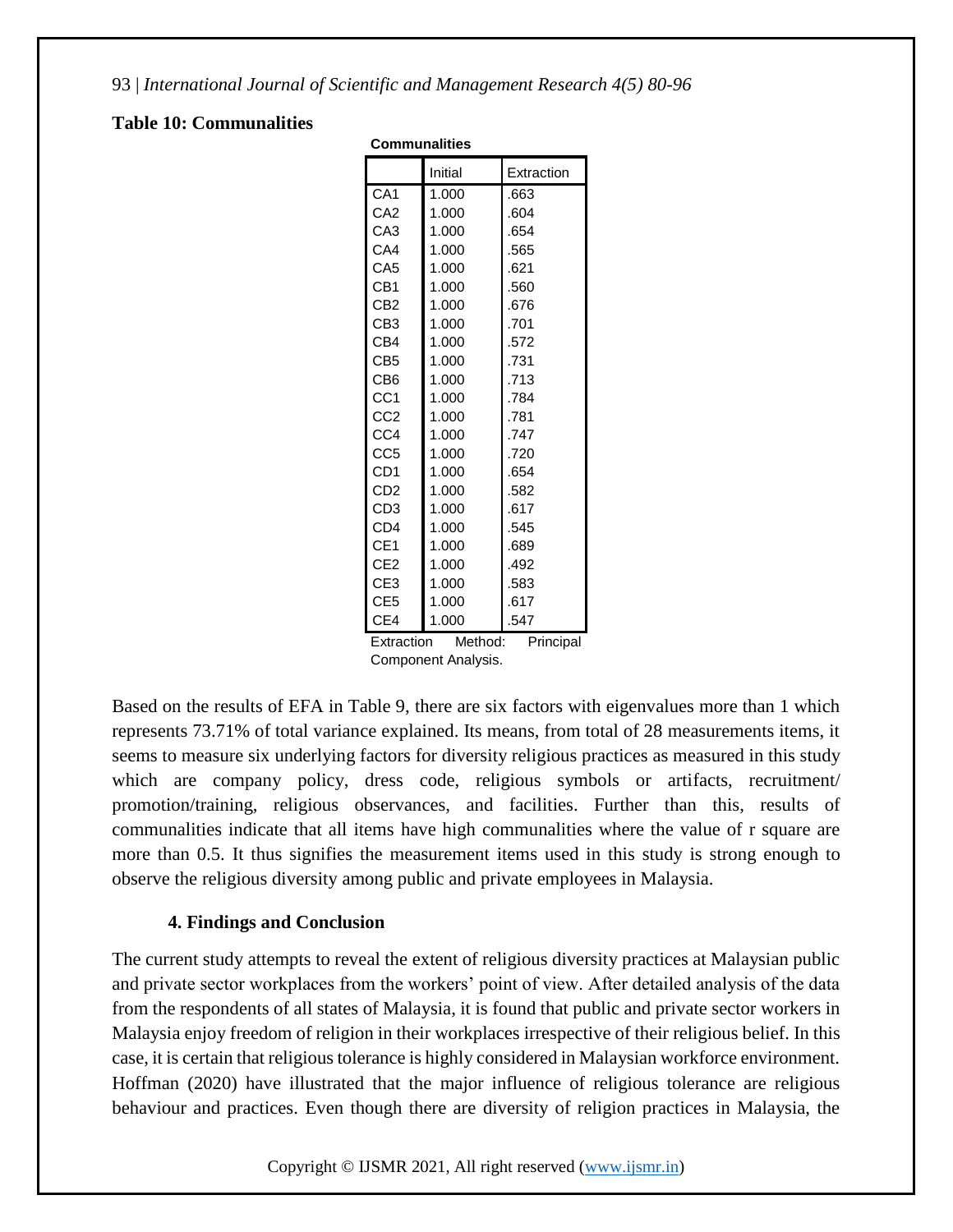**Table 10: Communalities**

**Communalities**

| | Initial | Extraction |
|---|---|---|
| CA1 | 1.000 | .663 |
| CA2 | 1.000 | .604 |
| CA3 | 1.000 | .654 |
| CA4 | 1.000 | .565 |
| CA5 | 1.000 | .621 |
| CB1 | 1.000 | .560 |
| CB2 | 1.000 | .676 |
| CB3 | 1.000 | .701 |
| CB4 | 1.000 | .572 |
| CB5 | 1.000 | .731 |
| CB6 | 1.000 | .713 |
| CC1 | 1.000 | .784 |
| CC2 | 1.000 | .781 |
| CC4 | 1.000 | .747 |
| CC5 | 1.000 | .720 |
| CD1 | 1.000 | .654 |
| CD2 | 1.000 | .582 |
| CD3 | 1.000 | .617 |
| CD4 | 1.000 | .545 |
| CE1 | 1.000 | .689 |
| CE2 | 1.000 | .492 |
| CE3 | 1.000 | .583 |
| CE5 | 1.000 | .617 |
| CE4 | 1.000 | .547 |

Extraction Method: Principal Component Analysis.

Based on the results of EFA in Table 9, there are six factors with eigenvalues more than 1 which represents 73.71% of total variance explained. Its means, from total of 28 measurements items, it seems to measure six underlying factors for diversity religious practices as measured in this study which are company policy, dress code, religious symbols or artifacts, recruitment/ promotion/training, religious observances, and facilities. Further than this, results of communalities indicate that all items have high communalities where the value of r square are more than 0.5. It thus signifies the measurement items used in this study is strong enough to observe the religious diversity among public and private employees in Malaysia.

## 4. Findings and Conclusion

The current study attempts to reveal the extent of religious diversity practices at Malaysian public and private sector workplaces from the workers' point of view. After detailed analysis of the data from the respondents of all states of Malaysia, it is found that public and private sector workers in Malaysia enjoy freedom of religion in their workplaces irrespective of their religious belief. In this case, it is certain that religious tolerance is highly considered in Malaysian workforce environment. Hoffman (2020) have illustrated that the major influence of religious tolerance are religious behaviour and practices. Even though there are diversity of religion practices in Malaysia, the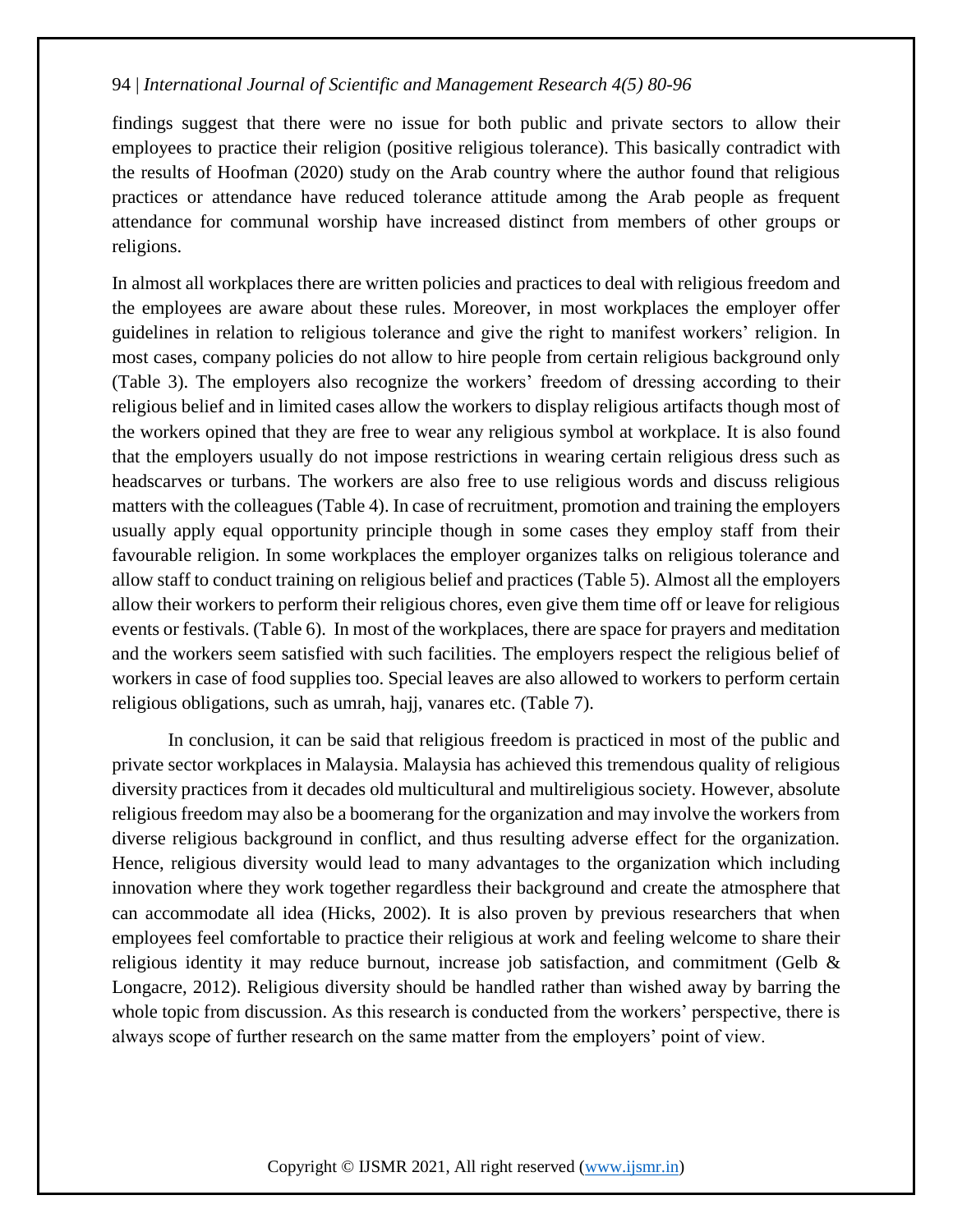findings suggest that there were no issue for both public and private sectors to allow their employees to practice their religion (positive religious tolerance). This basically contradict with the results of Hoofman (2020) study on the Arab country where the author found that religious practices or attendance have reduced tolerance attitude among the Arab people as frequent attendance for communal worship have increased distinct from members of other groups or religions.

In almost all workplaces there are written policies and practices to deal with religious freedom and the employees are aware about these rules. Moreover, in most workplaces the employer offer guidelines in relation to religious tolerance and give the right to manifest workers' religion. In most cases, company policies do not allow to hire people from certain religious background only (Table 3). The employers also recognize the workers' freedom of dressing according to their religious belief and in limited cases allow the workers to display religious artifacts though most of the workers opined that they are free to wear any religious symbol at workplace. It is also found that the employers usually do not impose restrictions in wearing certain religious dress such as headscarves or turbans. The workers are also free to use religious words and discuss religious matters with the colleagues (Table 4). In case of recruitment, promotion and training the employers usually apply equal opportunity principle though in some cases they employ staff from their favourable religion. In some workplaces the employer organizes talks on religious tolerance and allow staff to conduct training on religious belief and practices (Table 5). Almost all the employers allow their workers to perform their religious chores, even give them time off or leave for religious events or festivals. (Table 6). In most of the workplaces, there are space for prayers and meditation and the workers seem satisfied with such facilities. The employers respect the religious belief of workers in case of food supplies too. Special leaves are also allowed to workers to perform certain religious obligations, such as umrah, hajj, vanares etc. (Table 7).

In conclusion, it can be said that religious freedom is practiced in most of the public and private sector workplaces in Malaysia. Malaysia has achieved this tremendous quality of religious diversity practices from it decades old multicultural and multireligious society. However, absolute religious freedom may also be a boomerang for the organization and may involve the workers from diverse religious background in conflict, and thus resulting adverse effect for the organization. Hence, religious diversity would lead to many advantages to the organization which including innovation where they work together regardless their background and create the atmosphere that can accommodate all idea (Hicks, 2002). It is also proven by previous researchers that when employees feel comfortable to practice their religious at work and feeling welcome to share their religious identity it may reduce burnout, increase job satisfaction, and commitment (Gelb & Longacre, 2012). Religious diversity should be handled rather than wished away by barring the whole topic from discussion. As this research is conducted from the workers' perspective, there is always scope of further research on the same matter from the employers' point of view.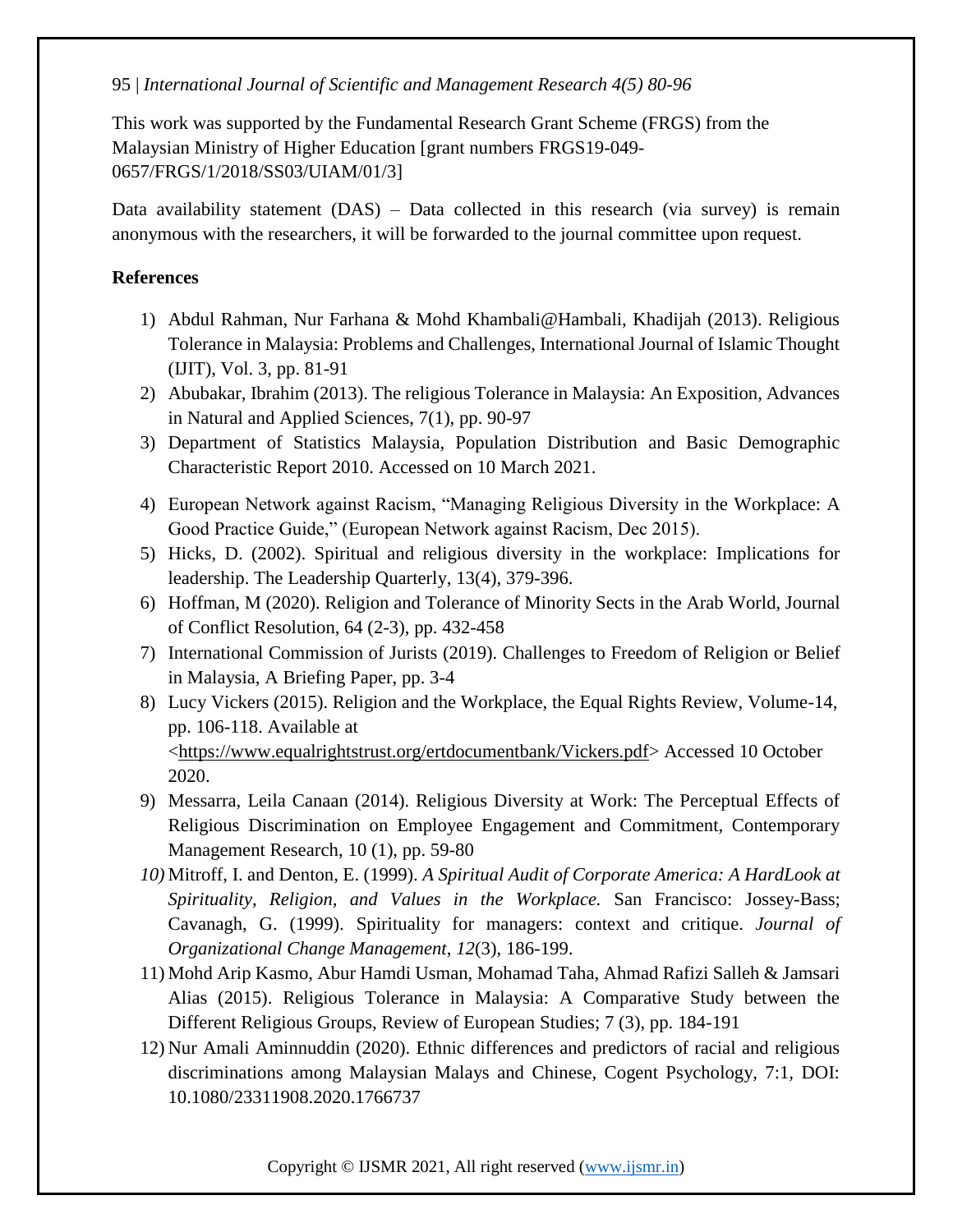This work was supported by the Fundamental Research Grant Scheme (FRGS) from the Malaysian Ministry of Higher Education [grant numbers FRGS19-049-0657/FRGS/1/2018/SS03/UIAM/01/3]

Data availability statement (DAS) – Data collected in this research (via survey) is remain anonymous with the researchers, it will be forwarded to the journal committee upon request.

**References**

1) Abdul Rahman, Nur Farhana & Mohd Khambali@Hambali, Khadijah (2013). Religious Tolerance in Malaysia: Problems and Challenges, International Journal of Islamic Thought (IJIT), Vol. 3, pp. 81-91
2) Abubakar, Ibrahim (2013). The religious Tolerance in Malaysia: An Exposition, Advances in Natural and Applied Sciences, 7(1), pp. 90-97
3) Department of Statistics Malaysia, Population Distribution and Basic Demographic Characteristic Report 2010. Accessed on 10 March 2021.
4) European Network against Racism, "Managing Religious Diversity in the Workplace: A Good Practice Guide," (European Network against Racism, Dec 2015).
5) Hicks, D. (2002). Spiritual and religious diversity in the workplace: Implications for leadership. The Leadership Quarterly, 13(4), 379-396.
6) Hoffman, M (2020). Religion and Tolerance of Minority Sects in the Arab World, Journal of Conflict Resolution, 64 (2-3), pp. 432-458
7) International Commission of Jurists (2019). Challenges to Freedom of Religion or Belief in Malaysia, A Briefing Paper, pp. 3-4
8) Lucy Vickers (2015). Religion and the Workplace, the Equal Rights Review, Volume-14, pp. 106-118. Available at <https://www.equalrightstrust.org/ertdocumentbank/Vickers.pdf> Accessed 10 October 2020.
9) Messarra, Leila Canaan (2014). Religious Diversity at Work: The Perceptual Effects of Religious Discrimination on Employee Engagement and Commitment, Contemporary Management Research, 10 (1), pp. 59-80
10) Mitroff, I. and Denton, E. (1999). *A Spiritual Audit of Corporate America: A HardLook at Spirituality, Religion, and Values in the Workplace.* San Francisco: Jossey-Bass; Cavanagh, G. (1999). Spirituality for managers: context and critique. *Journal of Organizational Change Management*, *12*(3), 186-199.
11) Mohd Arip Kasmo, Abur Hamdi Usman, Mohamad Taha, Ahmad Rafizi Salleh & Jamsari Alias (2015). Religious Tolerance in Malaysia: A Comparative Study between the Different Religious Groups, Review of European Studies; 7 (3), pp. 184-191
12) Nur Amali Aminnuddin (2020). Ethnic differences and predictors of racial and religious discriminations among Malaysian Malays and Chinese, Cogent Psychology, 7:1, DOI: 10.1080/23311908.2020.1766737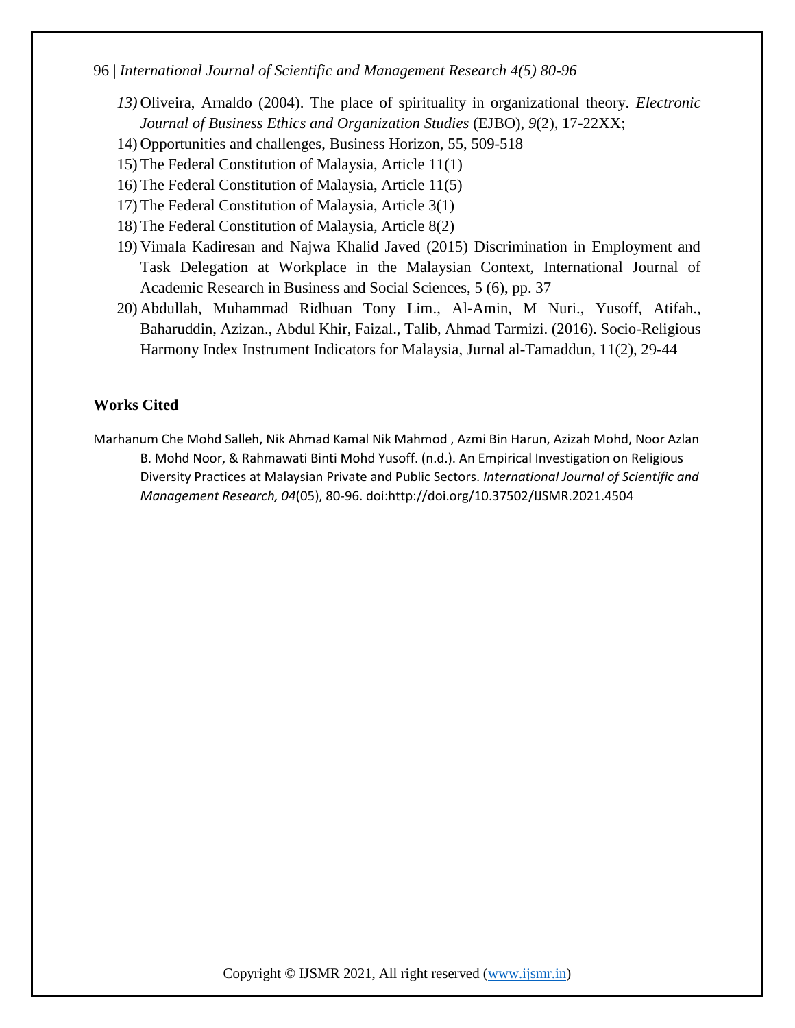13) Oliveira, Arnaldo (2004). The place of spirituality in organizational theory. *Electronic Journal of Business Ethics and Organization Studies* (EJBO), *9*(2), 17-22XX;
14) Opportunities and challenges, Business Horizon, 55, 509-518
15) The Federal Constitution of Malaysia, Article 11(1)
16) The Federal Constitution of Malaysia, Article 11(5)
17) The Federal Constitution of Malaysia, Article 3(1)
18) The Federal Constitution of Malaysia, Article 8(2)
19) Vimala Kadiresan and Najwa Khalid Javed (2015) Discrimination in Employment and Task Delegation at Workplace in the Malaysian Context, International Journal of Academic Research in Business and Social Sciences, 5 (6), pp. 37
20) Abdullah, Muhammad Ridhuan Tony Lim., Al-Amin, M Nuri., Yusoff, Atifah., Baharuddin, Azizan., Abdul Khir, Faizal., Talib, Ahmad Tarmizi. (2016). Socio-Religious Harmony Index Instrument Indicators for Malaysia, Jurnal al-Tamaddun, 11(2), 29-44

## Works Cited

Marhanum Che Mohd Salleh, Nik Ahmad Kamal Nik Mahmod , Azmi Bin Harun, Azizah Mohd, Noor Azlan B. Mohd Noor, & Rahmawati Binti Mohd Yusoff. (n.d.). An Empirical Investigation on Religious Diversity Practices at Malaysian Private and Public Sectors. *International Journal of Scientific and Management Research, 04*(05), 80-96. doi:http://doi.org/10.37502/IJSMR.2021.4504